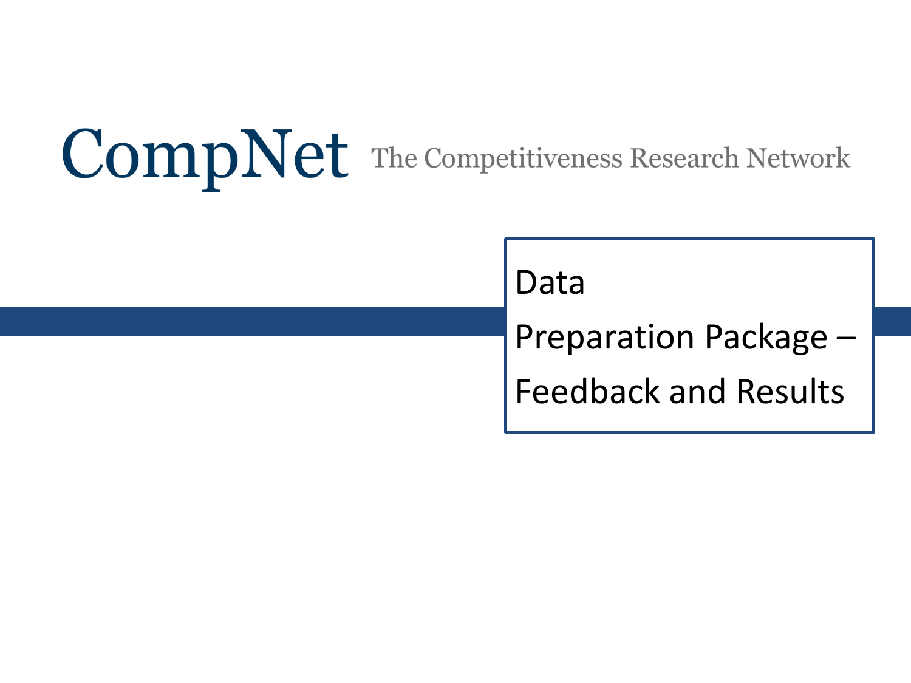# CompNet The Competitiveness Research Network

Data

Preparation Package –

Feedback and Results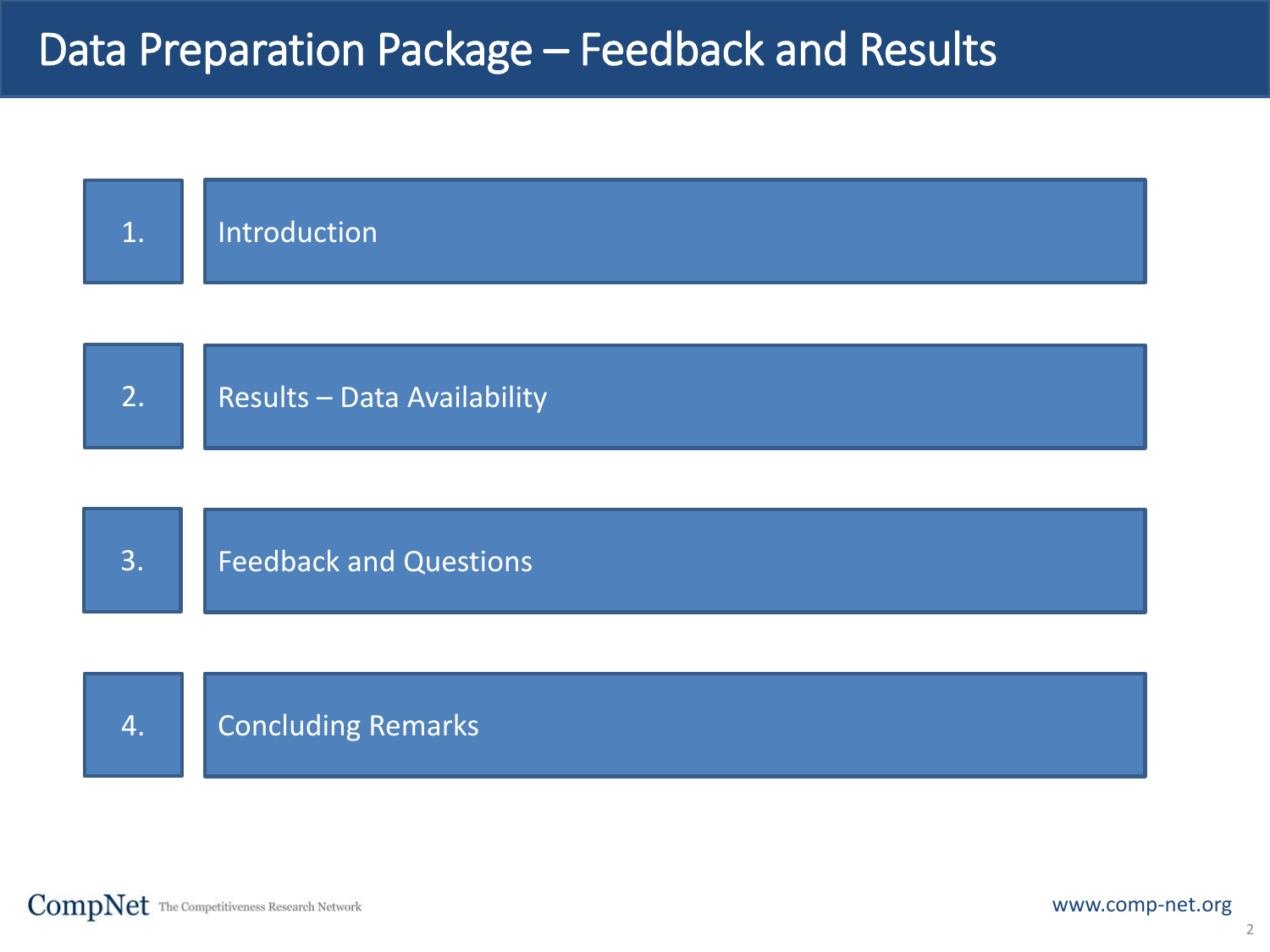# Data Preparation Package – Feedback and Results

1. Introduction
2. Results – Data Availability
3. Feedback and Questions
4. Concluding Remarks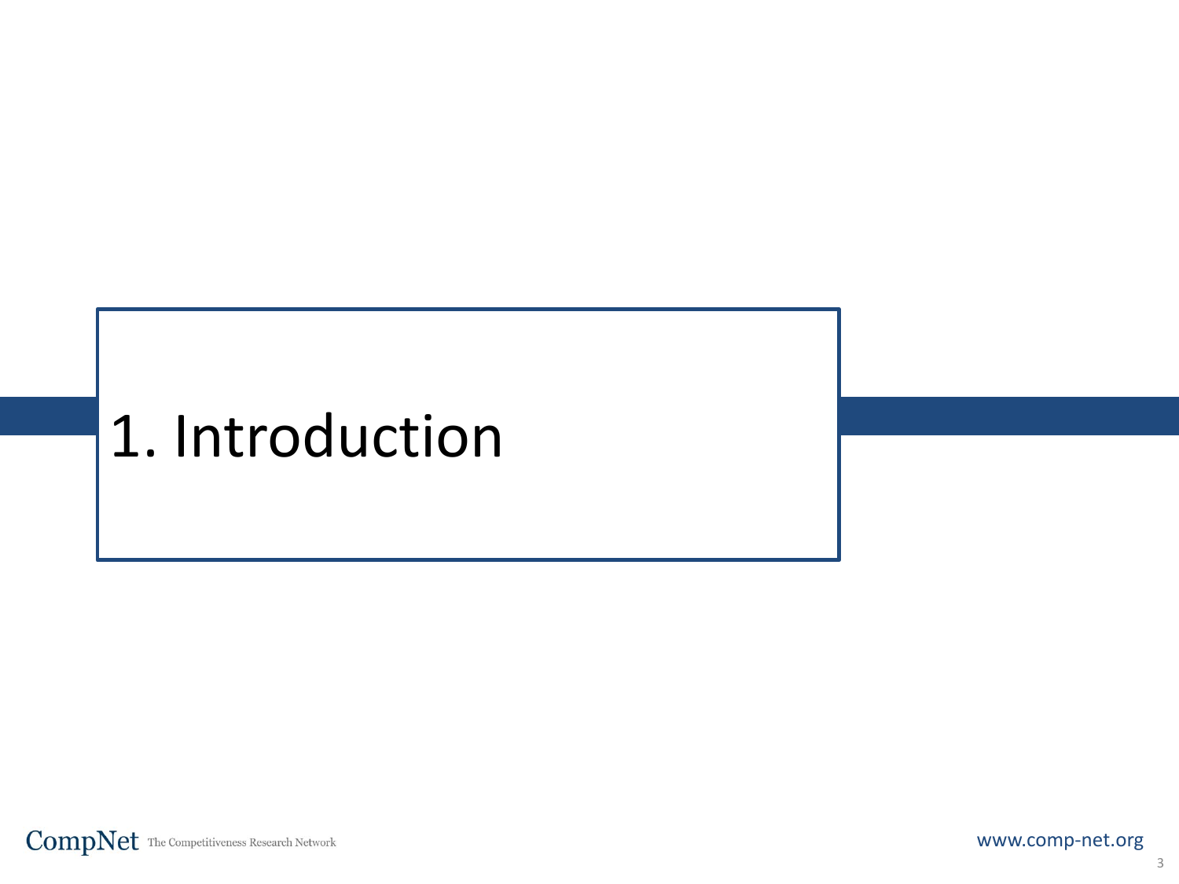# 1. Introduction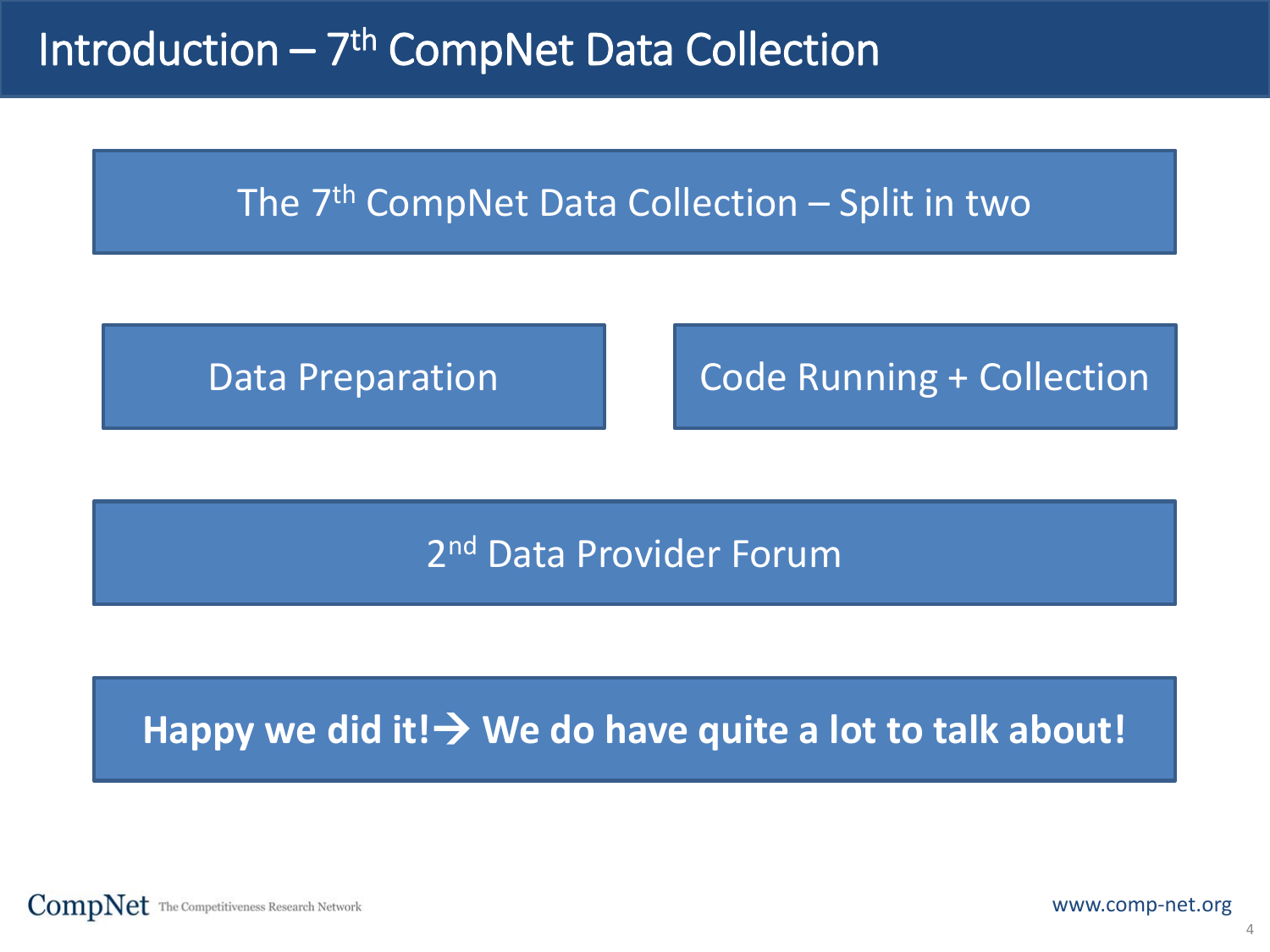# Introduction – 7th CompNet Data Collection

The 7th CompNet Data Collection – Split in two

Data Preparation

Code Running + Collection

2nd Data Provider Forum

**Happy we did it!→ We do have quite a lot to talk about!**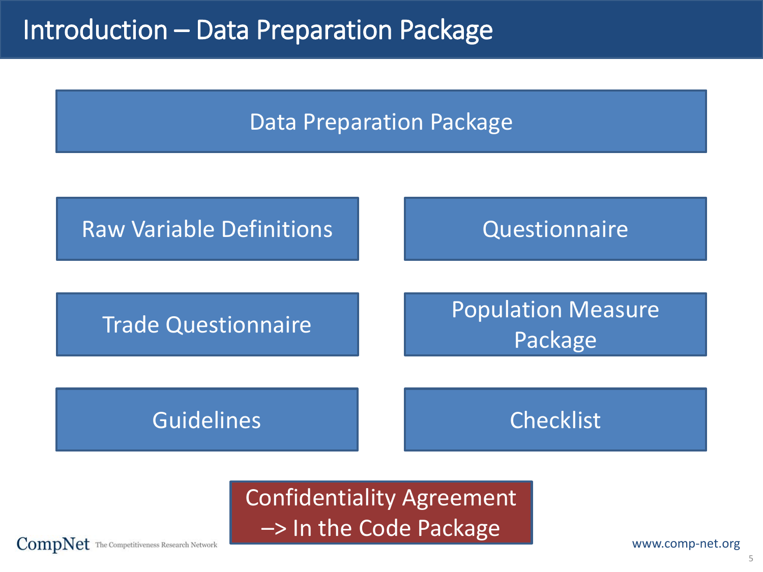# Introduction – Data Preparation Package

Data Preparation Package

- Raw Variable Definitions
- Questionnaire
- Trade Questionnaire
- Population Measure Package
- Guidelines
- Checklist

Confidentiality Agreement –> In the Code Package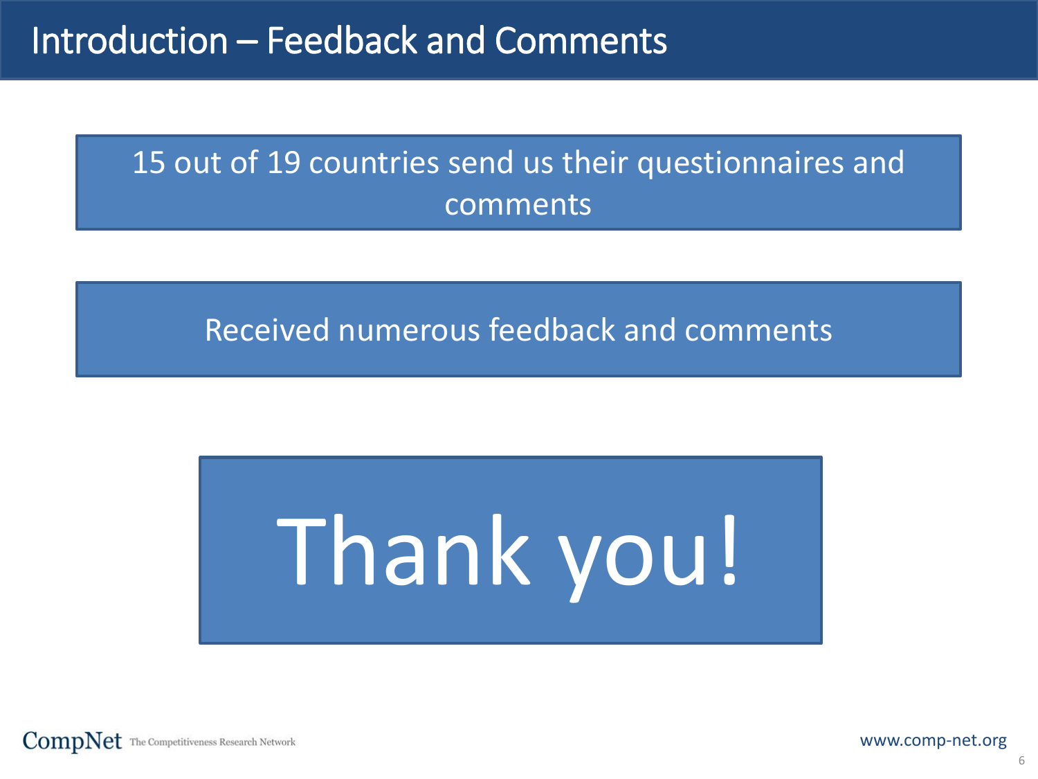# Introduction – Feedback and Comments

15 out of 19 countries send us their questionnaires and comments

Received numerous feedback and comments

Thank you!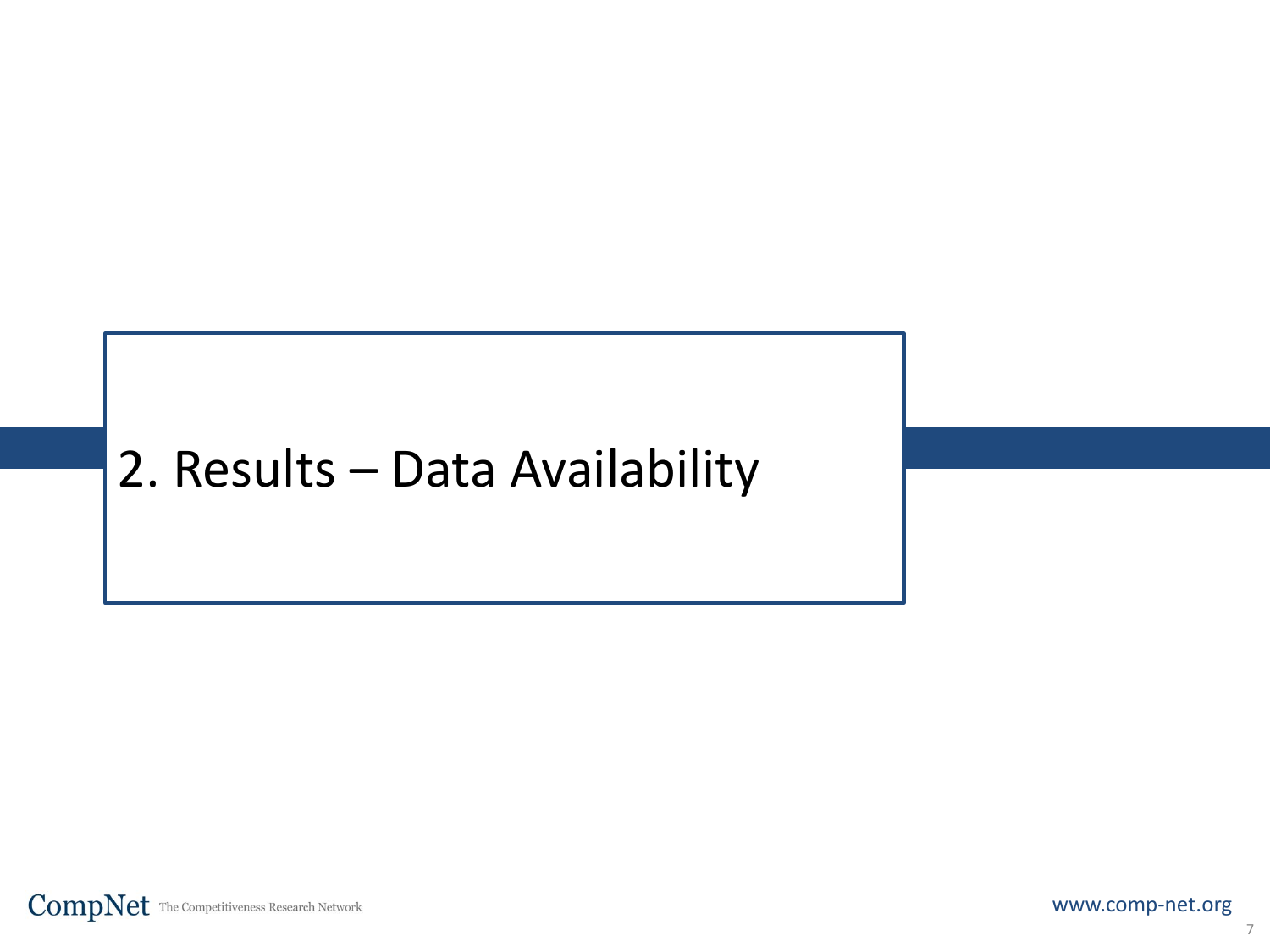# 2. Results – Data Availability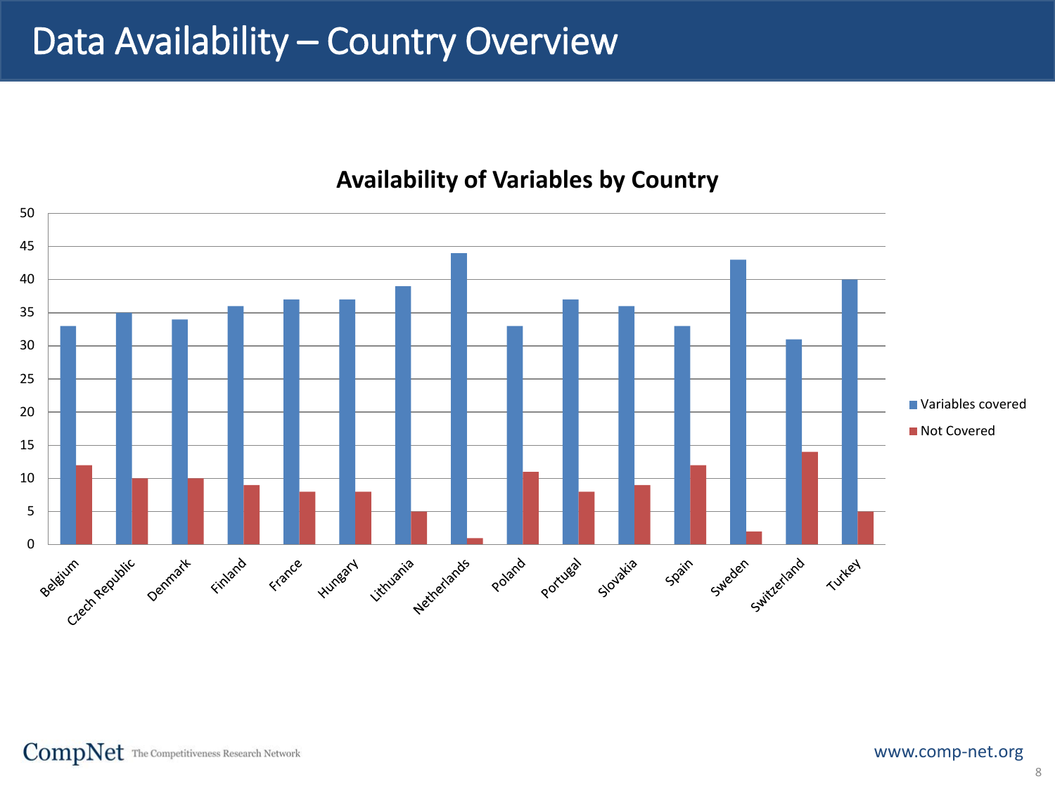# Data Availability – Country Overview

**Availability of Variables by Country**

| Country | Variables covered | Not Covered |
|---|---|---|
| Belgium | 33 | 12 |
| Czech Republic | 35 | 10 |
| Denmark | 34 | 10 |
| Finland | 36 | 9 |
| France | 37 | 8 |
| Hungary | 37 | 8 |
| Lithuania | 39 | 5 |
| Netherlands | 44 | 1 |
| Poland | 33 | 11 |
| Portugal | 37 | 8 |
| Slovakia | 36 | 9 |
| Spain | 33 | 12 |
| Sweden | 43 | 2 |
| Switzerland | 31 | 14 |
| Turkey | 40 | 5 |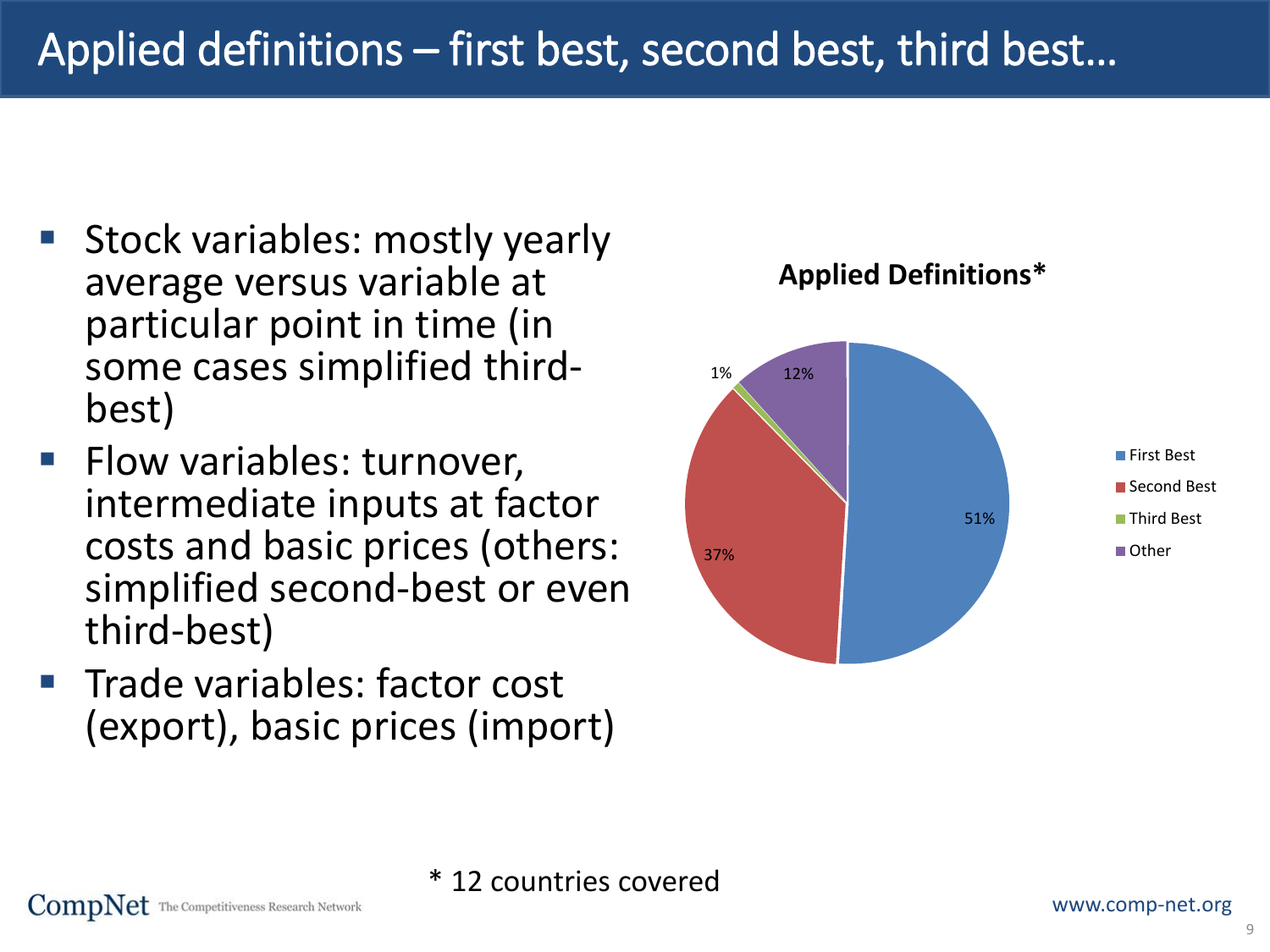# Applied definitions – first best, second best, third best…

- Stock variables: mostly yearly average versus variable at particular point in time (in some cases simplified third-best)
- Flow variables: turnover, intermediate inputs at factor costs and basic prices (others: simplified second-best or even third-best)
- Trade variables: factor cost (export), basic prices (import)

**Applied Definitions***

| Definition | Share |
|---|---|
| First Best | 51% |
| Second Best | 37% |
| Third Best | 1% |
| Other | 12% |

* 12 countries covered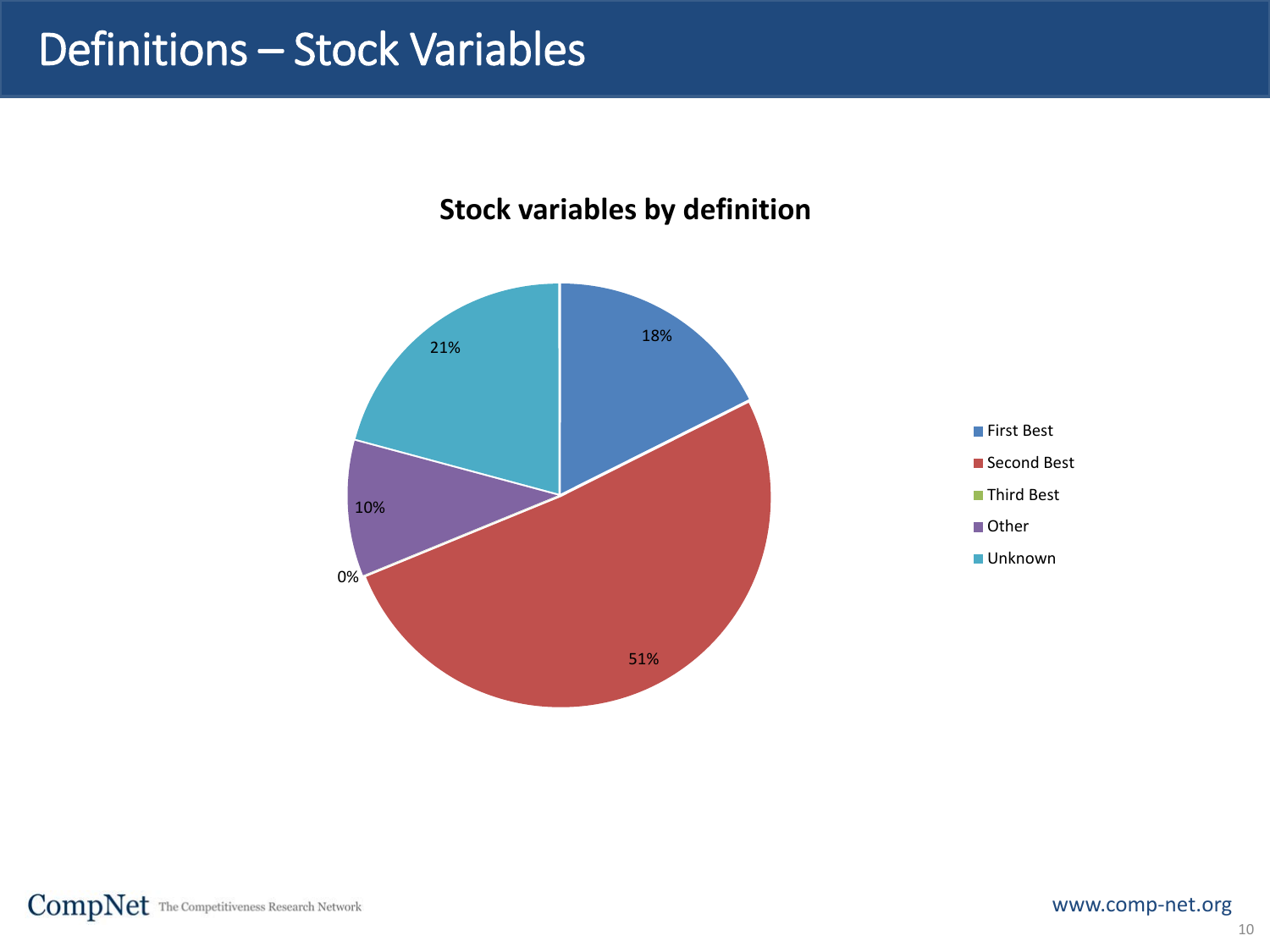# Definitions – Stock Variables

**Stock variables by definition**

| Definition | Share |
|---|---|
| First Best | 18% |
| Second Best | 51% |
| Third Best | 0% |
| Other | 10% |
| Unknown | 21% |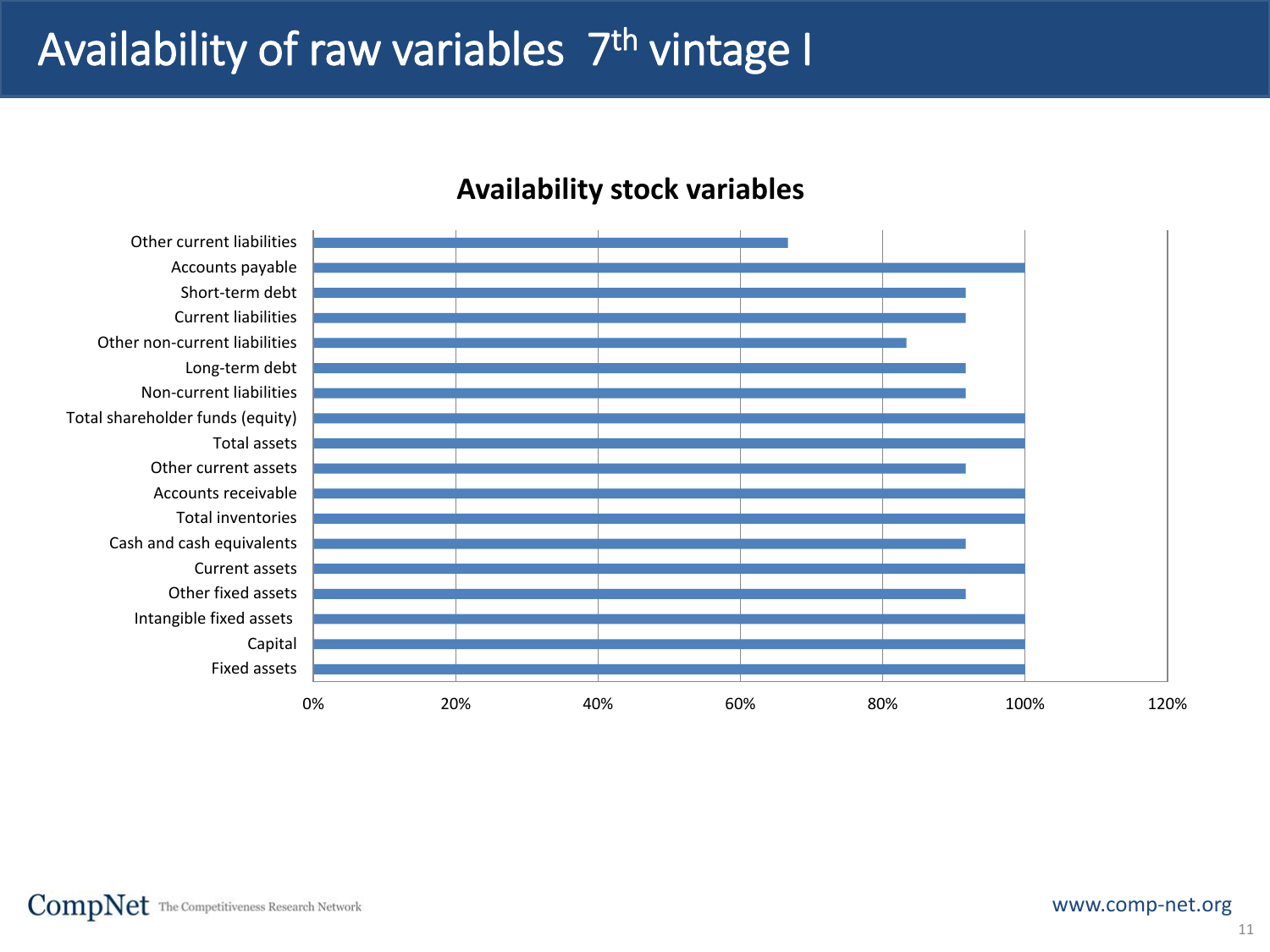# Availability of raw variables 7th vintage I

## Availability stock variables

| Variable | Availability |
|---|---|
| Other current liabilities | ~67% |
| Accounts payable | 100% |
| Short-term debt | ~92% |
| Current liabilities | ~92% |
| Other non-current liabilities | ~83% |
| Long-term debt | ~92% |
| Non-current liabilities | ~92% |
| Total shareholder funds (equity) | 100% |
| Total assets | 100% |
| Other current assets | ~92% |
| Accounts receivable | 100% |
| Total inventories | 100% |
| Cash and cash equivalents | ~92% |
| Current assets | 100% |
| Other fixed assets | ~92% |
| Intangible fixed assets | 100% |
| Capital | 100% |
| Fixed assets | 100% |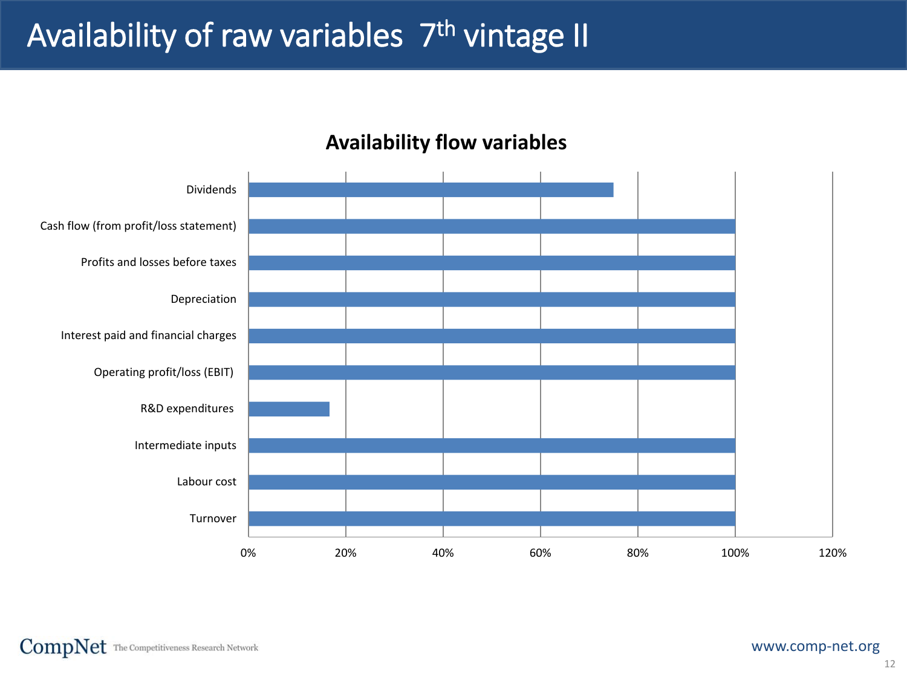# Availability of raw variables $7^{th}$ vintage II

**Availability flow variables**

Dividends

Cash flow (from profit/loss statement)

Profits and losses before taxes

Depreciation

Interest paid and financial charges

Operating profit/loss (EBIT)

R&D expenditures

Intermediate inputs

Labour cost

Turnover

0% 20% 40% 60% 80% 100% 120%

www.comp-net.org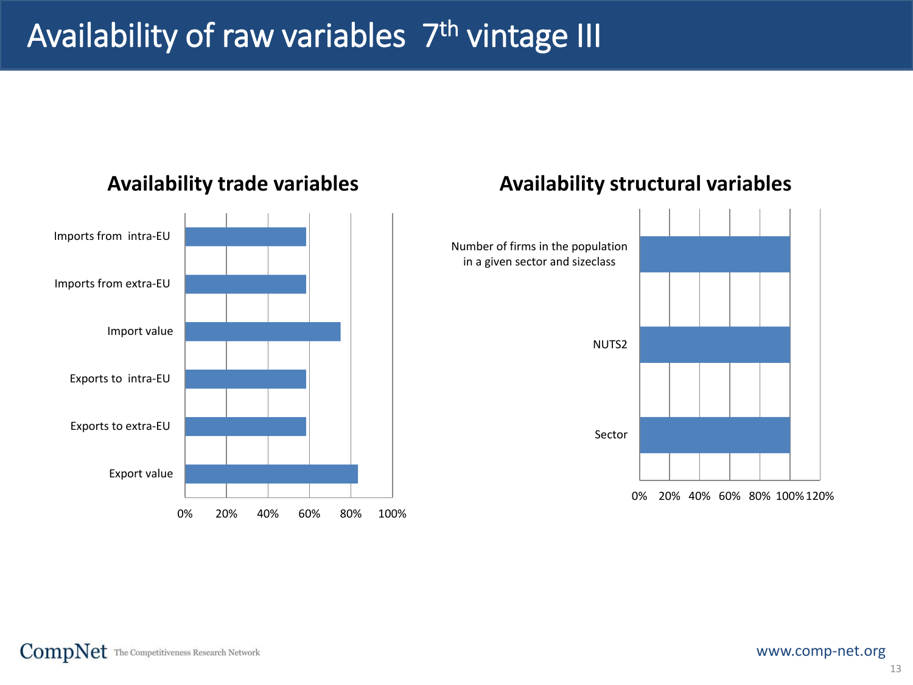# Availability of raw variables 7th vintage III

## Availability trade variables

| Variable | Availability |
|---|---|
| Imports from intra-EU | |
| Imports from extra-EU | |
| Import value | |
| Exports to intra-EU | |
| Exports to extra-EU | |
| Export value | |

Axis: 0% 20% 40% 60% 80% 100%

## Availability structural variables

| Variable | Availability |
|---|---|
| Number of firms in the population in a given sector and sizeclass | |
| NUTS2 | |
| Sector | |

Axis: 0% 20% 40% 60% 80% 100% 120%

CompNet The Competitiveness Research Network

www.comp-net.org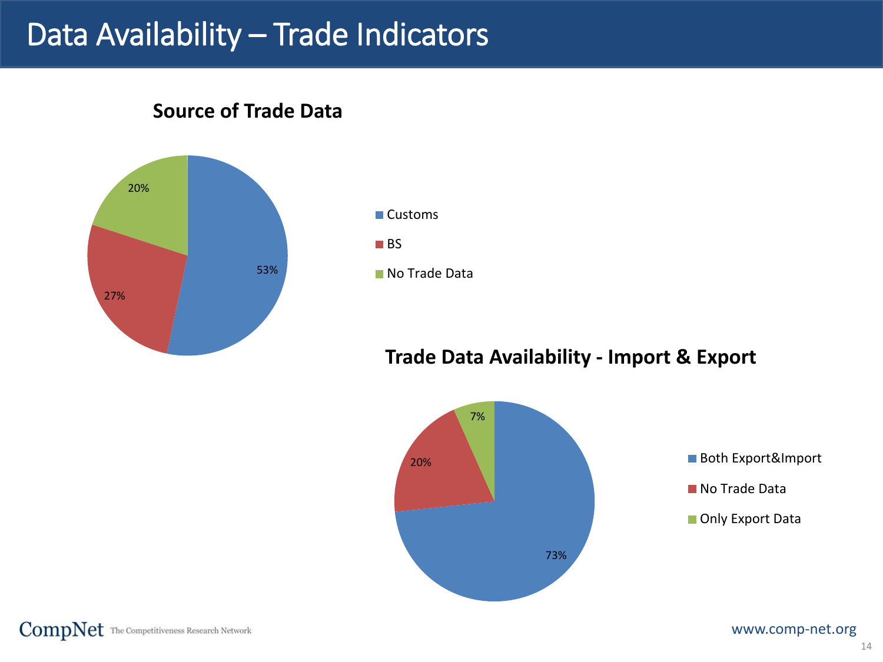# Data Availability – Trade Indicators

## Source of Trade Data

| Source | Share |
|---|---|
| Customs | 53% |
| BS | 27% |
| No Trade Data | 20% |

## Trade Data Availability - Import & Export

| Availability | Share |
|---|---|
| Both Export&Import | 73% |
| No Trade Data | 20% |
| Only Export Data | 7% |

CompNet The Competitiveness Research Network

www.comp-net.org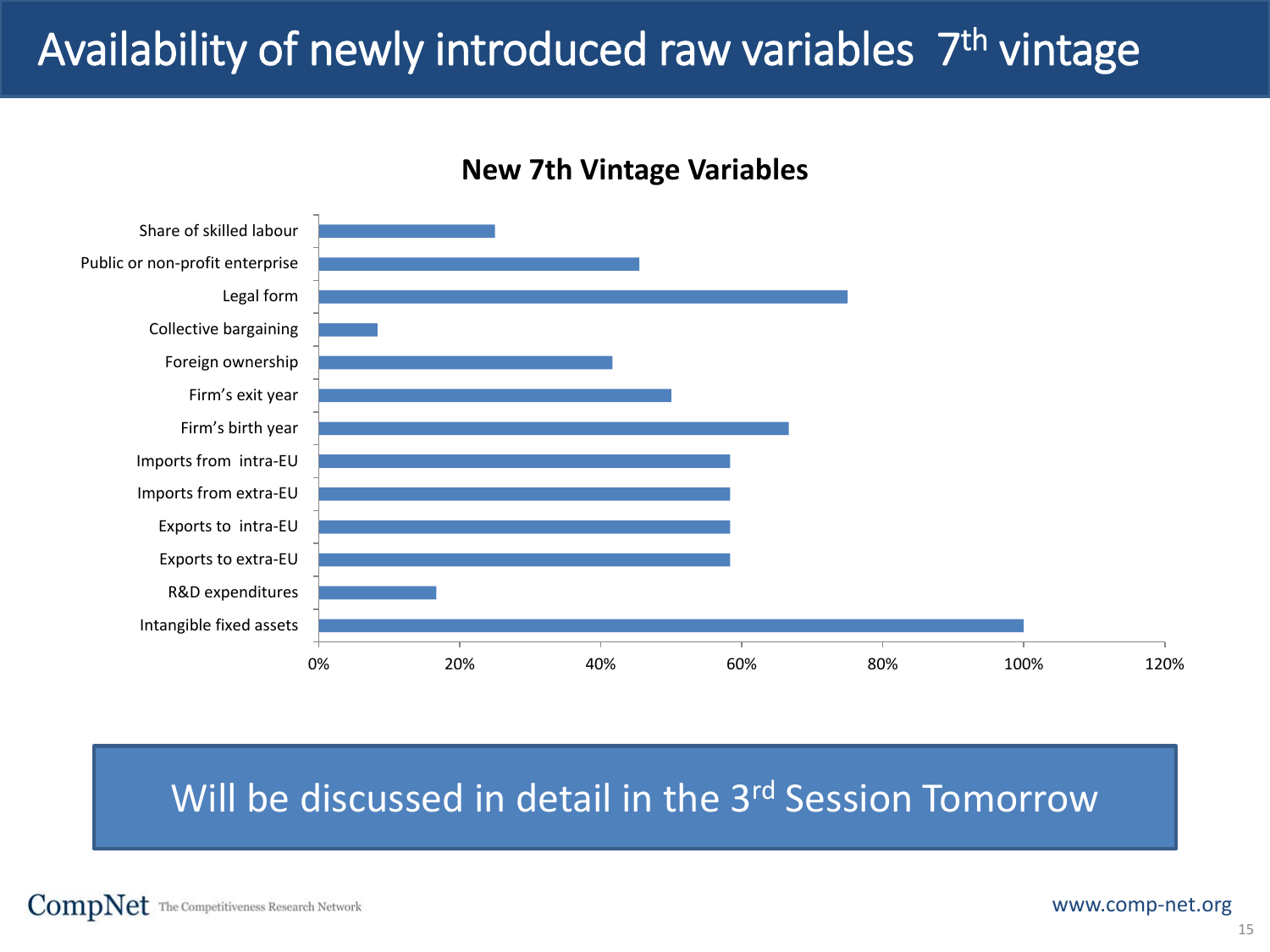# Availability of newly introduced raw variables 7th vintage

**New 7th Vintage Variables**

- Share of skilled labour
- Public or non-profit enterprise
- Legal form
- Collective bargaining
- Foreign ownership
- Firm's exit year
- Firm's birth year
- Imports from intra-EU
- Imports from extra-EU
- Exports to intra-EU
- Exports to extra-EU
- R&D expenditures
- Intangible fixed assets

0% 20% 40% 60% 80% 100% 120%

Will be discussed in detail in the 3rd Session Tomorrow

CompNet The Competitiveness Research Network

www.comp-net.org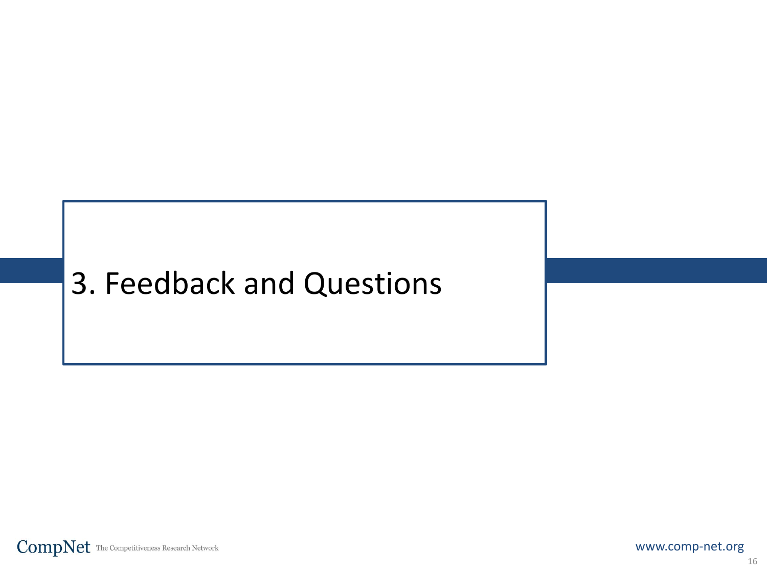# 3. Feedback and Questions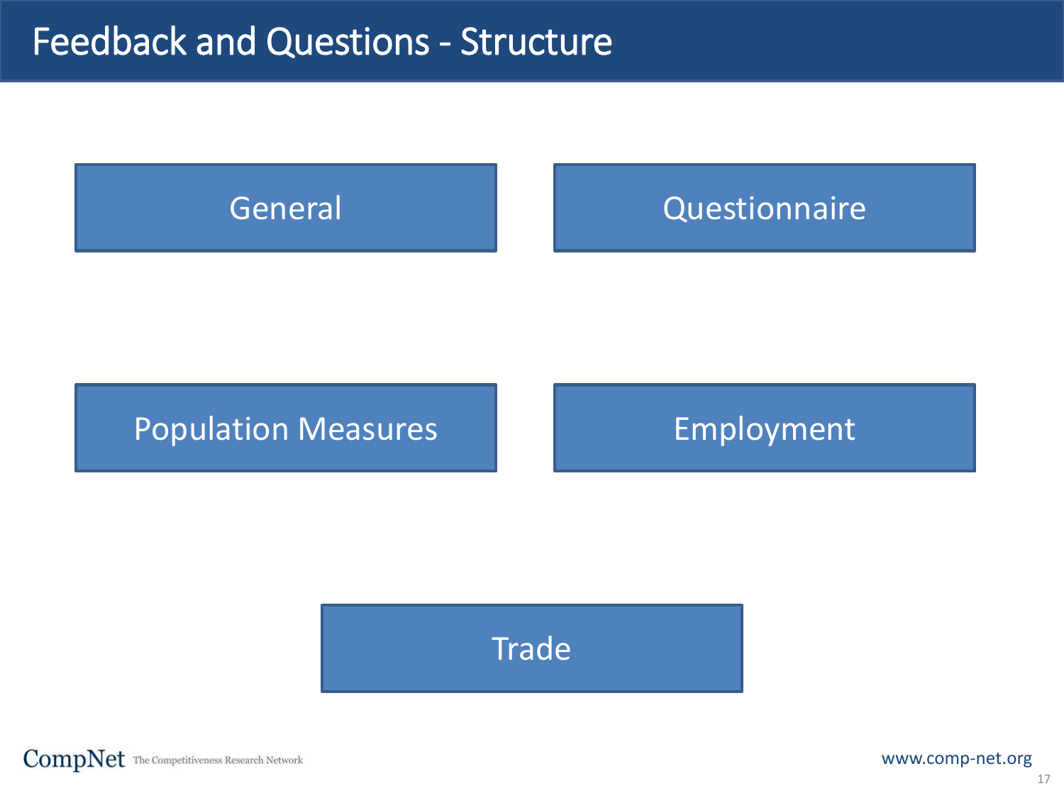# Feedback and Questions - Structure

- General
- Questionnaire
- Population Measures
- Employment
- Trade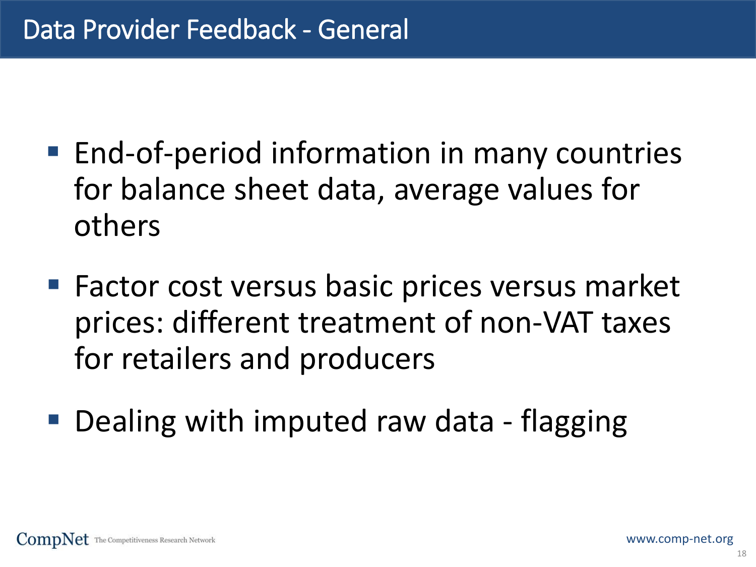# Data Provider Feedback - General

- End-of-period information in many countries for balance sheet data, average values for others
- Factor cost versus basic prices versus market prices: different treatment of non-VAT taxes for retailers and producers
- Dealing with imputed raw data - flagging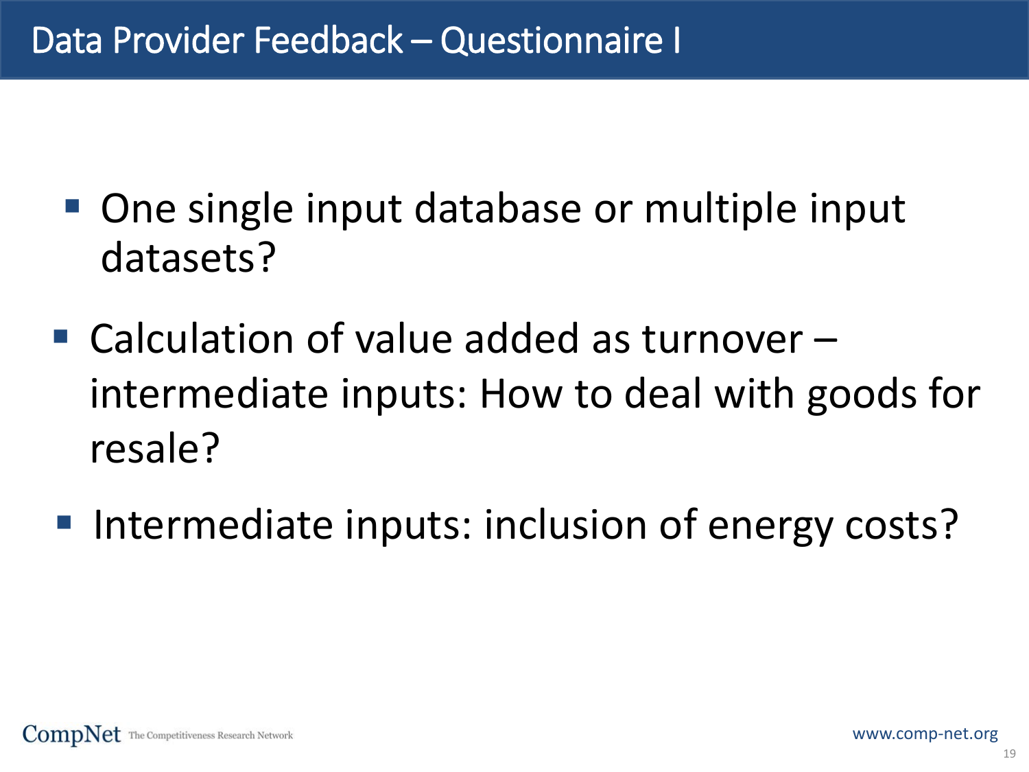# Data Provider Feedback – Questionnaire I

- One single input database or multiple input datasets?
- Calculation of value added as turnover – intermediate inputs: How to deal with goods for resale?
- Intermediate inputs: inclusion of energy costs?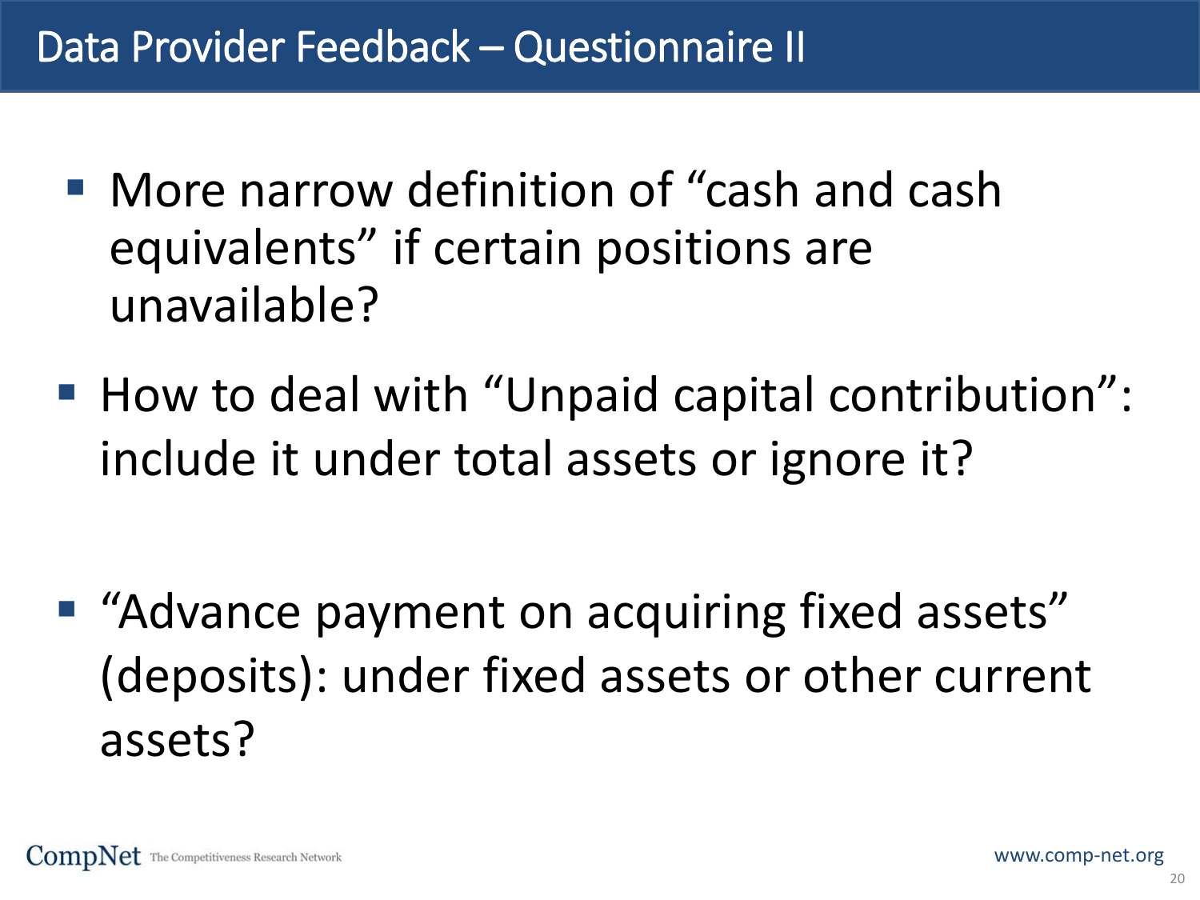# Data Provider Feedback – Questionnaire II

- More narrow definition of "cash and cash equivalents" if certain positions are unavailable?
- How to deal with "Unpaid capital contribution": include it under total assets or ignore it?
- "Advance payment on acquiring fixed assets" (deposits): under fixed assets or other current assets?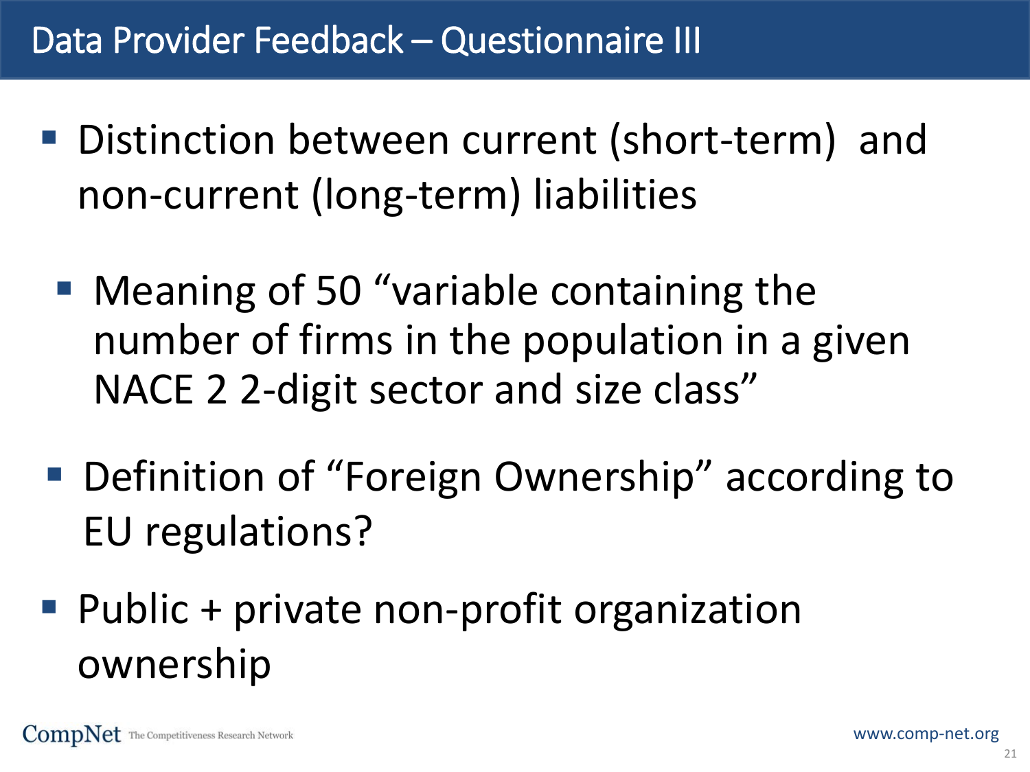# Data Provider Feedback – Questionnaire III

- Distinction between current (short-term) and non-current (long-term) liabilities
- Meaning of 50 "variable containing the number of firms in the population in a given NACE 2 2-digit sector and size class"
- Definition of "Foreign Ownership" according to EU regulations?
- Public + private non-profit organization ownership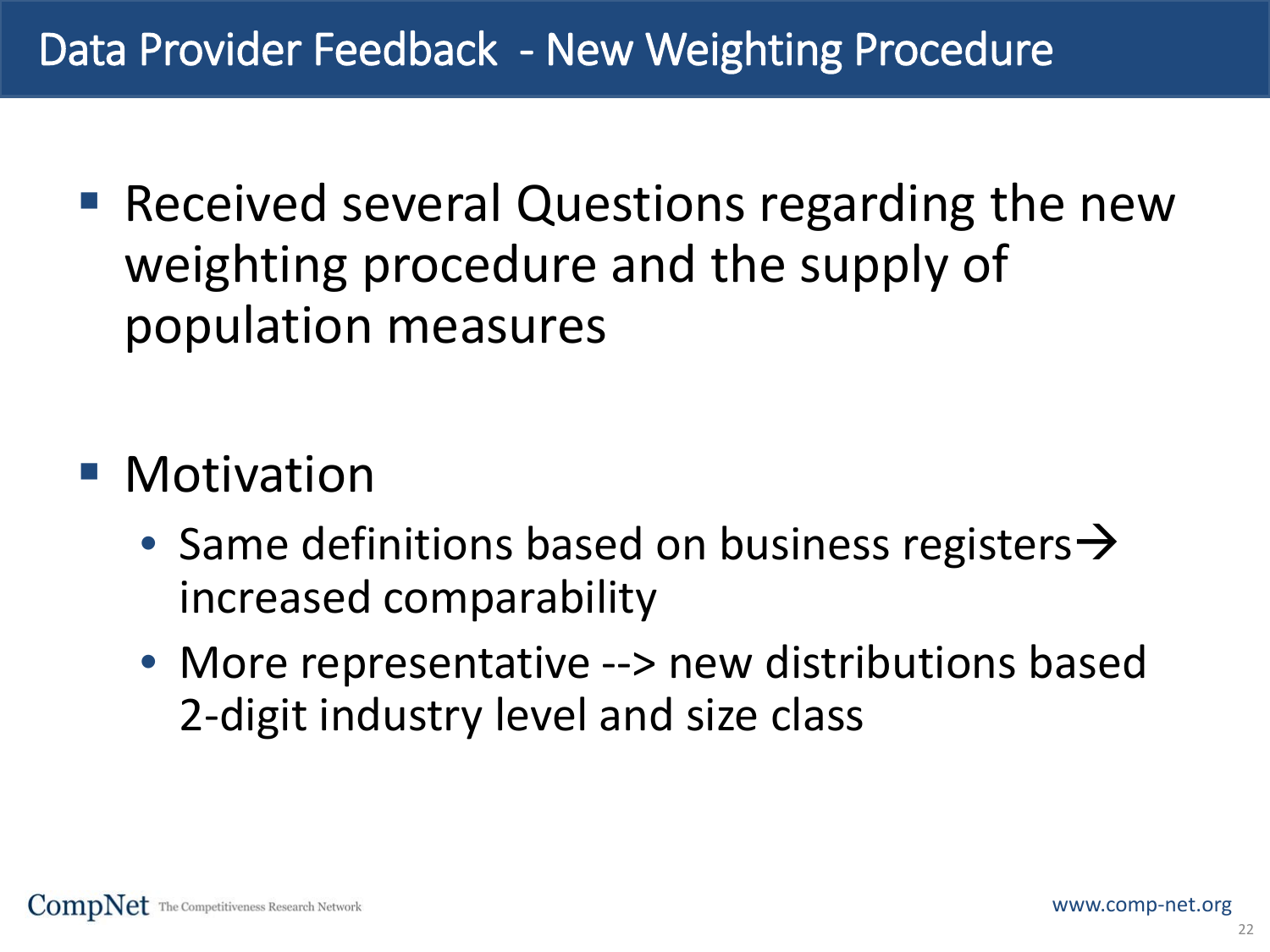# Data Provider Feedback - New Weighting Procedure

- Received several Questions regarding the new weighting procedure and the supply of population measures

- Motivation
  - Same definitions based on business registers→ increased comparability
  - More representative --> new distributions based 2-digit industry level and size class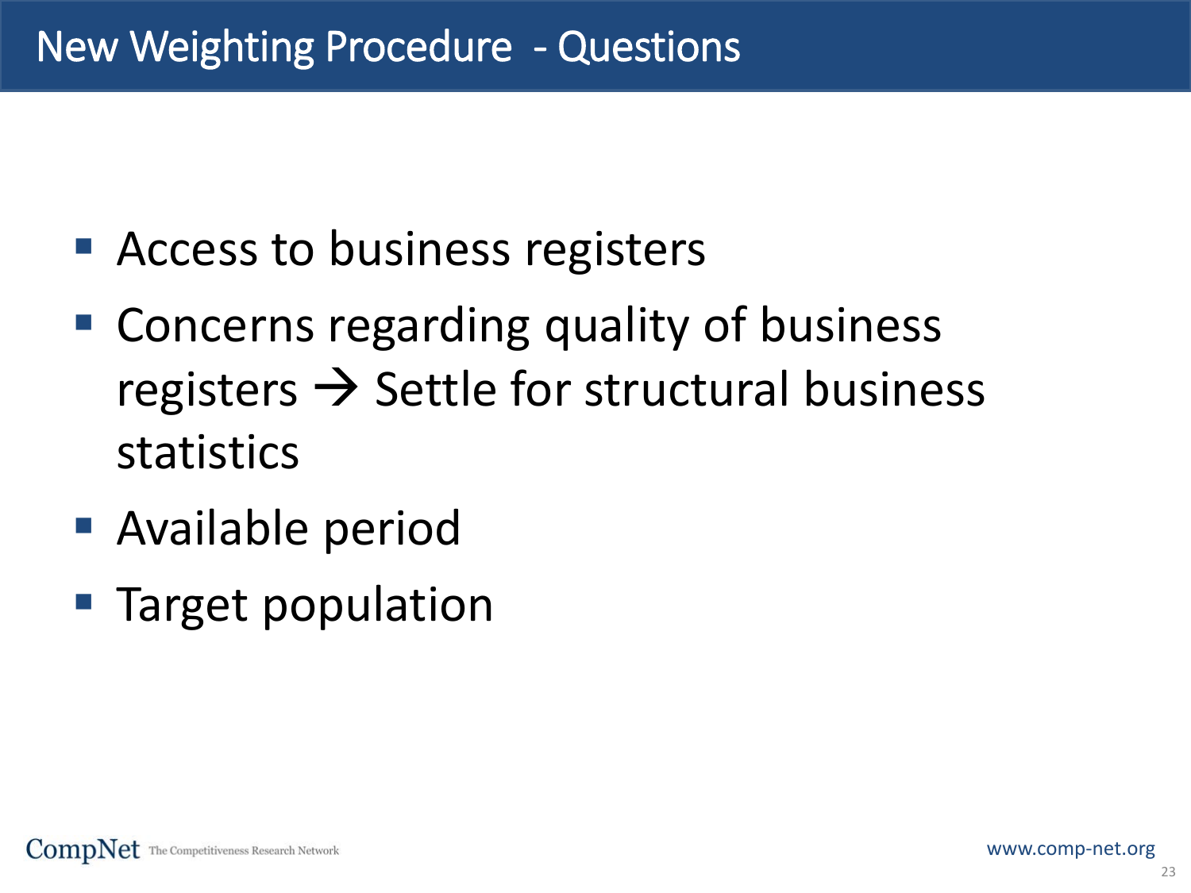# New Weighting Procedure - Questions

- Access to business registers
- Concerns regarding quality of business registers → Settle for structural business statistics
- Available period
- Target population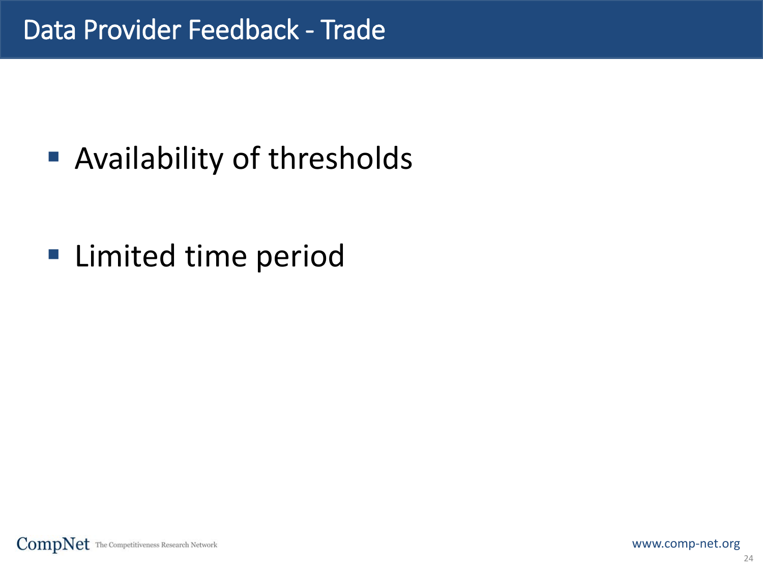# Data Provider Feedback - Trade

- Availability of thresholds
- Limited time period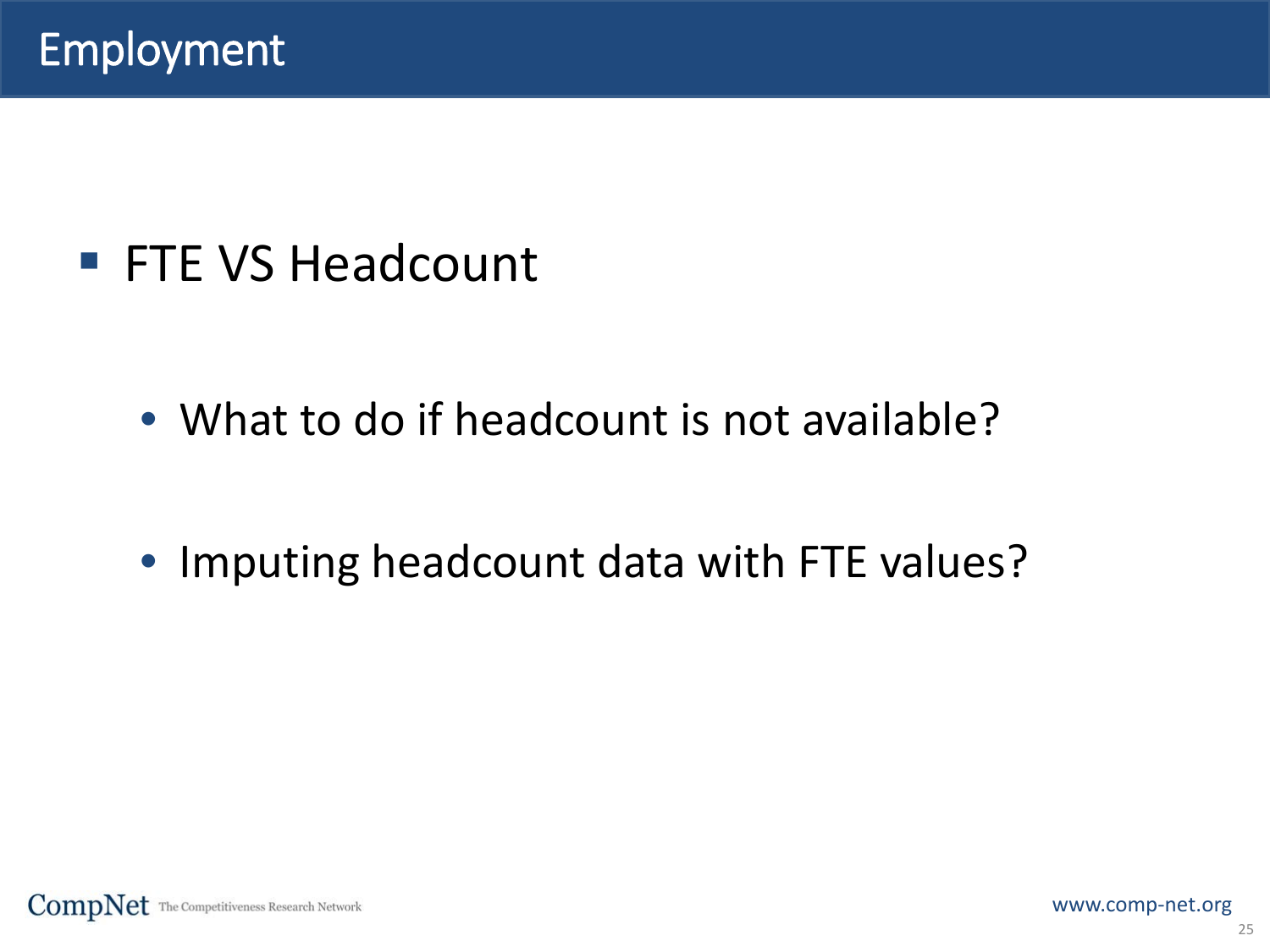# Employment

- FTE VS Headcount

  - What to do if headcount is not available?

  - Imputing headcount data with FTE values?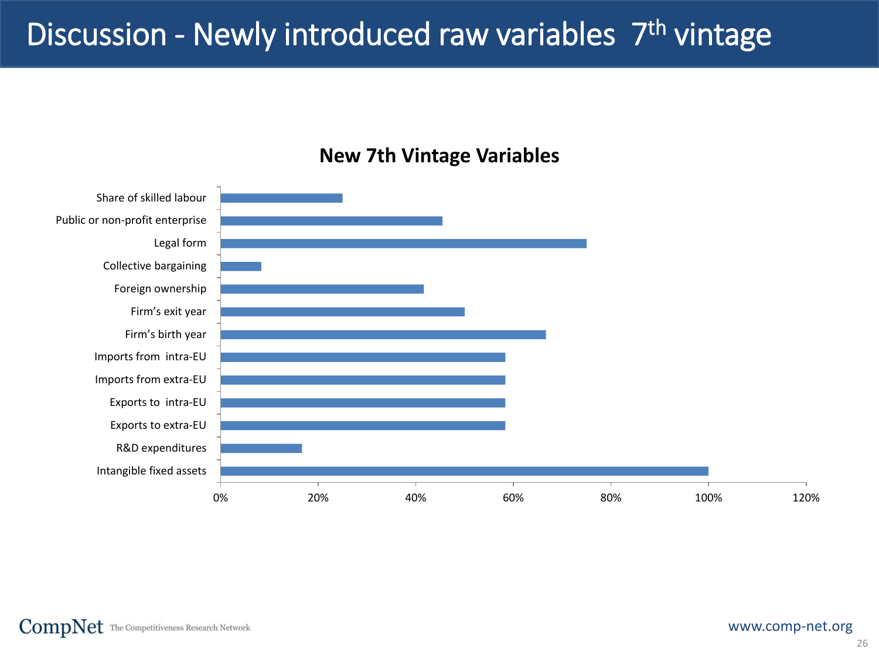# Discussion - Newly introduced raw variables 7th vintage

**New 7th Vintage Variables**

| Variable | Share |
|---|---|
| Share of skilled labour | ~25% |
| Public or non-profit enterprise | ~45% |
| Legal form | ~75% |
| Collective bargaining | ~8% |
| Foreign ownership | ~42% |
| Firm's exit year | ~50% |
| Firm's birth year | ~67% |
| Imports from intra-EU | ~58% |
| Imports from extra-EU | ~58% |
| Exports to intra-EU | ~58% |
| Exports to extra-EU | ~58% |
| R&D expenditures | ~17% |
| Intangible fixed assets | ~100% |

0% 20% 40% 60% 80% 100% 120%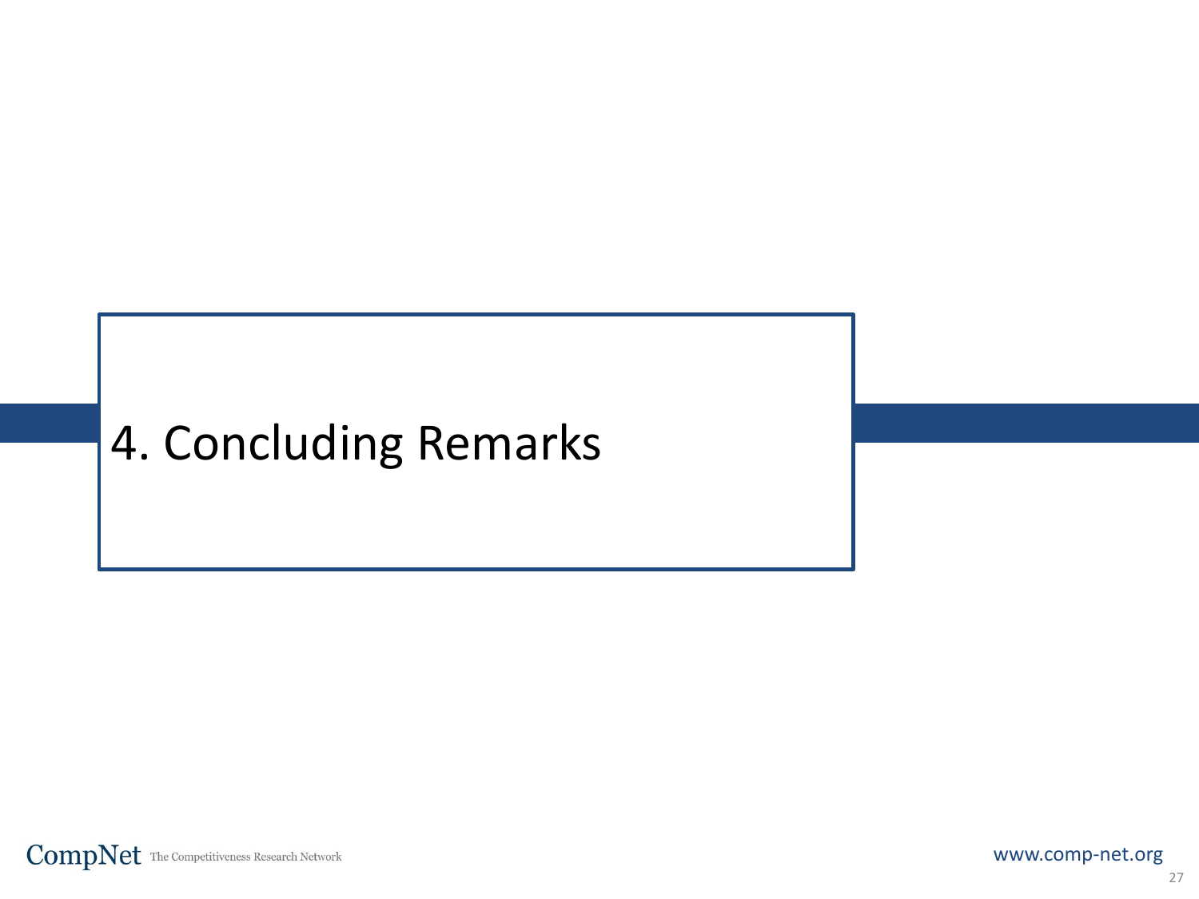# 4. Concluding Remarks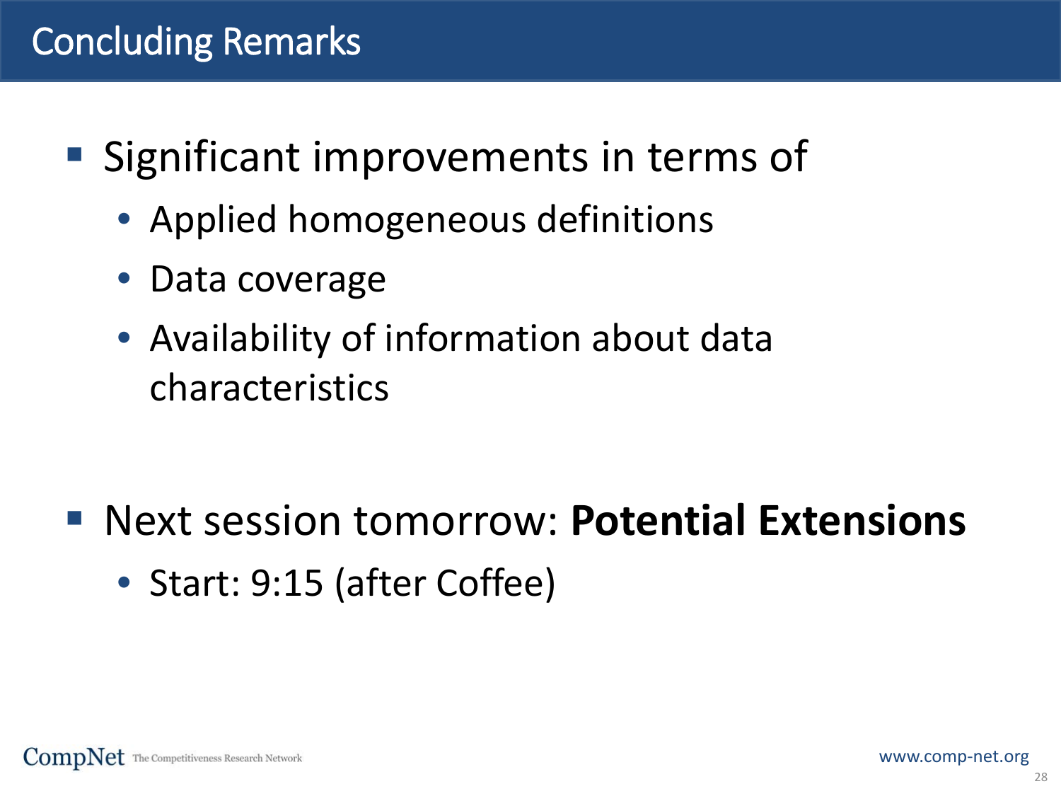# Concluding Remarks

- Significant improvements in terms of
  - Applied homogeneous definitions
  - Data coverage
  - Availability of information about data characteristics

- Next session tomorrow: **Potential Extensions**
  - Start: 9:15 (after Coffee)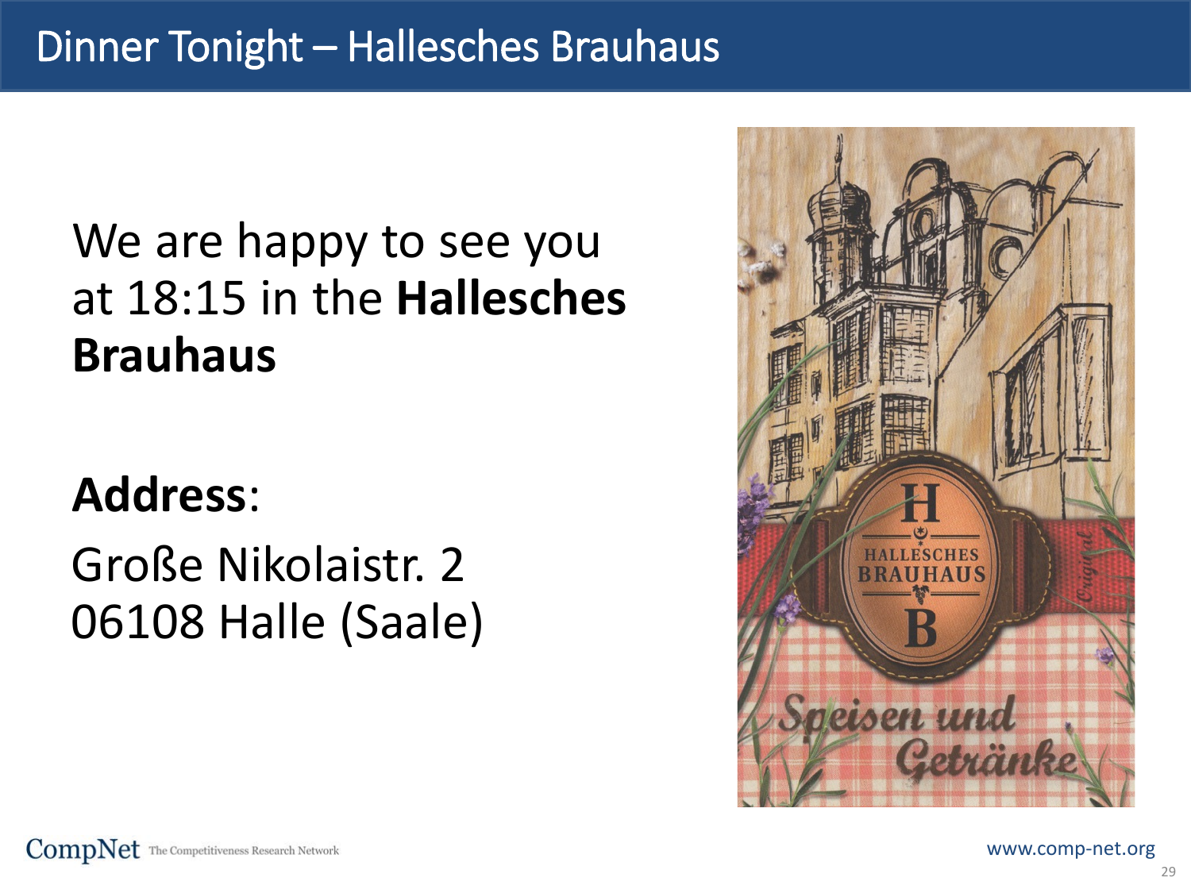# Dinner Tonight – Hallesches Brauhaus

We are happy to see you at 18:15 in the **Hallesches Brauhaus**

**Address**:

Große Nikolaistr. 2
06108 Halle (Saale)